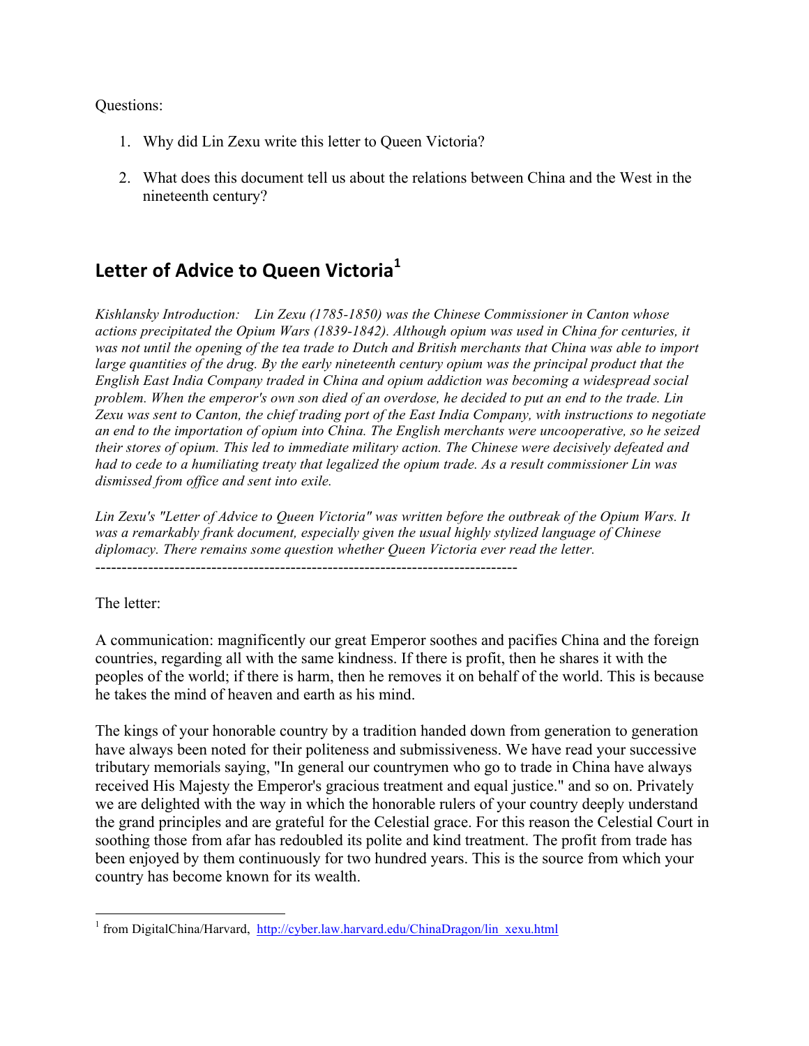Questions:

1. Why did Lin Zexu write this letter to Queen Victoria?

2. What does this document tell us about the relations between China and the West in the nineteenth century?

## Letter of Advice to Queen Victoria[1]

*Kishlansky Introduction: Lin Zexu (1785-1850) was the Chinese Commissioner in Canton whose actions precipitated the Opium Wars (1839-1842). Although opium was used in China for centuries, it was not until the opening of the tea trade to Dutch and British merchants that China was able to import large quantities of the drug. By the early nineteenth century opium was the principal product that the English East India Company traded in China and opium addiction was becoming a widespread social problem. When the emperor's own son died of an overdose, he decided to put an end to the trade. Lin Zexu was sent to Canton, the chief trading port of the East India Company, with instructions to negotiate an end to the importation of opium into China. The English merchants were uncooperative, so he seized their stores of opium. This led to immediate military action. The Chinese were decisively defeated and had to cede to a humiliating treaty that legalized the opium trade. As a result commissioner Lin was dismissed from office and sent into exile.*

*Lin Zexu's "Letter of Advice to Queen Victoria" was written before the outbreak of the Opium Wars. It was a remarkably frank document, especially given the usual highly stylized language of Chinese diplomacy. There remains some question whether Queen Victoria ever read the letter.*

---

The letter:

A communication: magnificently our great Emperor soothes and pacifies China and the foreign countries, regarding all with the same kindness. If there is profit, then he shares it with the peoples of the world; if there is harm, then he removes it on behalf of the world. This is because he takes the mind of heaven and earth as his mind.

The kings of your honorable country by a tradition handed down from generation to generation have always been noted for their politeness and submissiveness. We have read your successive tributary memorials saying, "In general our countrymen who go to trade in China have always received His Majesty the Emperor's gracious treatment and equal justice." and so on. Privately we are delighted with the way in which the honorable rulers of your country deeply understand the grand principles and are grateful for the Celestial grace. For this reason the Celestial Court in soothing those from afar has redoubled its polite and kind treatment. The profit from trade has been enjoyed by them continuously for two hundred years. This is the source from which your country has become known for its wealth.

[1] from DigitalChina/Harvard, http://cyber.law.harvard.edu/ChinaDragon/lin_xexu.html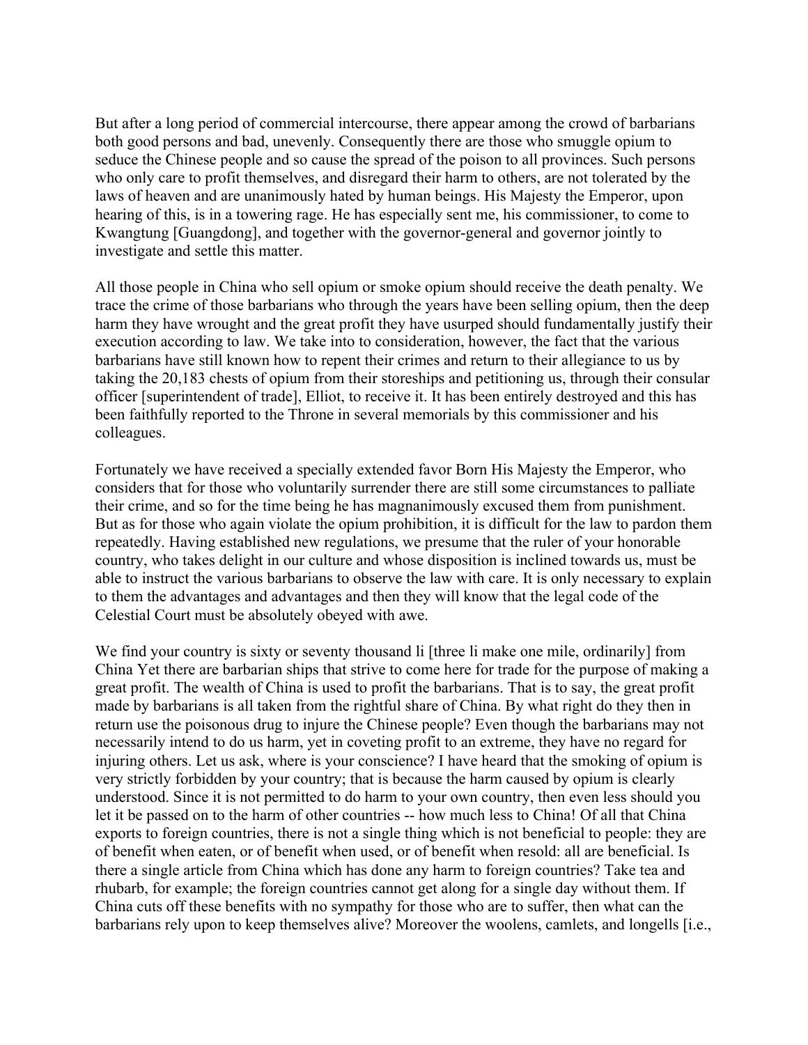But after a long period of commercial intercourse, there appear among the crowd of barbarians both good persons and bad, unevenly. Consequently there are those who smuggle opium to seduce the Chinese people and so cause the spread of the poison to all provinces. Such persons who only care to profit themselves, and disregard their harm to others, are not tolerated by the laws of heaven and are unanimously hated by human beings. His Majesty the Emperor, upon hearing of this, is in a towering rage. He has especially sent me, his commissioner, to come to Kwangtung [Guangdong], and together with the governor-general and governor jointly to investigate and settle this matter.

All those people in China who sell opium or smoke opium should receive the death penalty. We trace the crime of those barbarians who through the years have been selling opium, then the deep harm they have wrought and the great profit they have usurped should fundamentally justify their execution according to law. We take into to consideration, however, the fact that the various barbarians have still known how to repent their crimes and return to their allegiance to us by taking the 20,183 chests of opium from their storeships and petitioning us, through their consular officer [superintendent of trade], Elliot, to receive it. It has been entirely destroyed and this has been faithfully reported to the Throne in several memorials by this commissioner and his colleagues.

Fortunately we have received a specially extended favor Born His Majesty the Emperor, who considers that for those who voluntarily surrender there are still some circumstances to palliate their crime, and so for the time being he has magnanimously excused them from punishment. But as for those who again violate the opium prohibition, it is difficult for the law to pardon them repeatedly. Having established new regulations, we presume that the ruler of your honorable country, who takes delight in our culture and whose disposition is inclined towards us, must be able to instruct the various barbarians to observe the law with care. It is only necessary to explain to them the advantages and advantages and then they will know that the legal code of the Celestial Court must be absolutely obeyed with awe.

We find your country is sixty or seventy thousand li [three li make one mile, ordinarily] from China Yet there are barbarian ships that strive to come here for trade for the purpose of making a great profit. The wealth of China is used to profit the barbarians. That is to say, the great profit made by barbarians is all taken from the rightful share of China. By what right do they then in return use the poisonous drug to injure the Chinese people? Even though the barbarians may not necessarily intend to do us harm, yet in coveting profit to an extreme, they have no regard for injuring others. Let us ask, where is your conscience? I have heard that the smoking of opium is very strictly forbidden by your country; that is because the harm caused by opium is clearly understood. Since it is not permitted to do harm to your own country, then even less should you let it be passed on to the harm of other countries -- how much less to China! Of all that China exports to foreign countries, there is not a single thing which is not beneficial to people: they are of benefit when eaten, or of benefit when used, or of benefit when resold: all are beneficial. Is there a single article from China which has done any harm to foreign countries? Take tea and rhubarb, for example; the foreign countries cannot get along for a single day without them. If China cuts off these benefits with no sympathy for those who are to suffer, then what can the barbarians rely upon to keep themselves alive? Moreover the woolens, camlets, and longells [i.e.,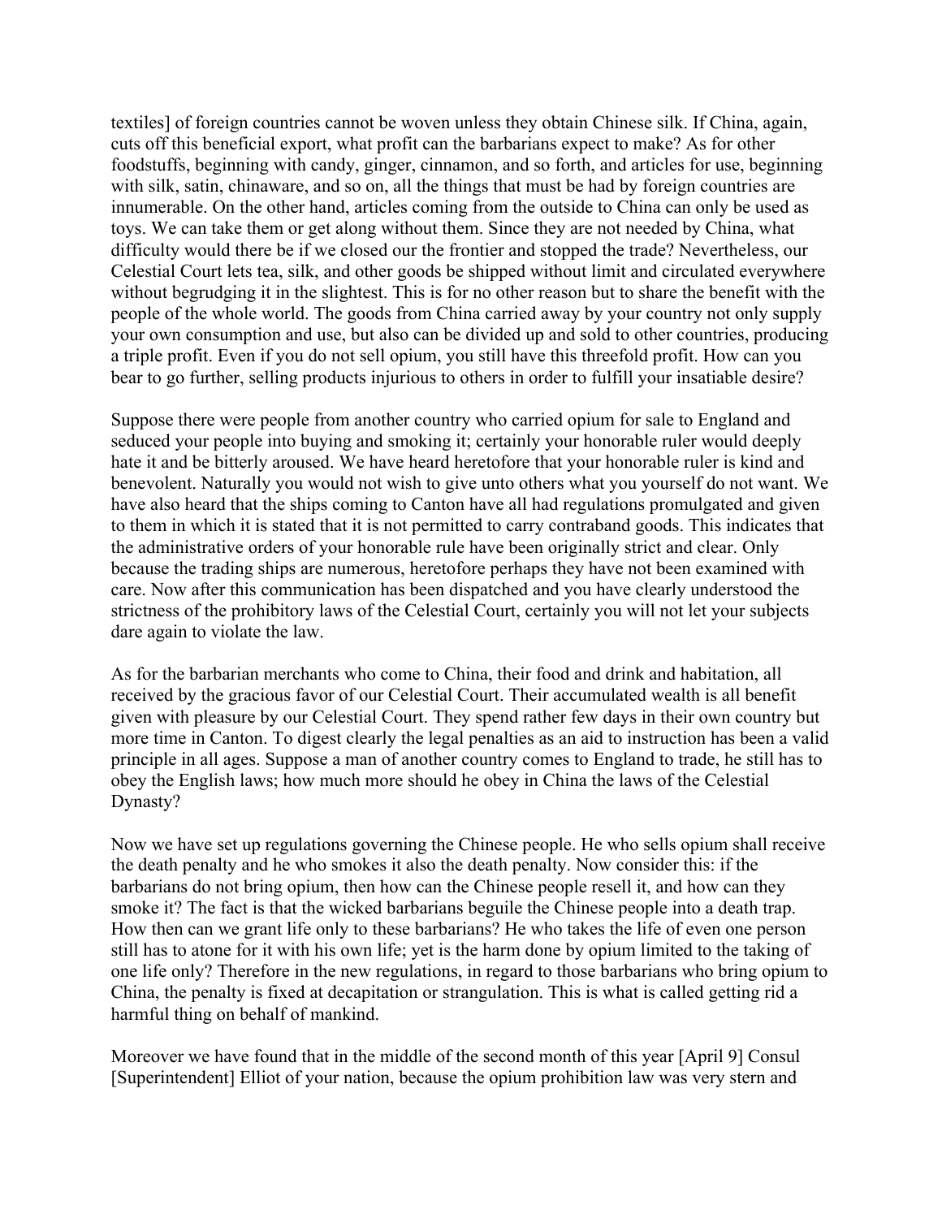textiles] of foreign countries cannot be woven unless they obtain Chinese silk. If China, again, cuts off this beneficial export, what profit can the barbarians expect to make? As for other foodstuffs, beginning with candy, ginger, cinnamon, and so forth, and articles for use, beginning with silk, satin, chinaware, and so on, all the things that must be had by foreign countries are innumerable. On the other hand, articles coming from the outside to China can only be used as toys. We can take them or get along without them. Since they are not needed by China, what difficulty would there be if we closed our the frontier and stopped the trade? Nevertheless, our Celestial Court lets tea, silk, and other goods be shipped without limit and circulated everywhere without begrudging it in the slightest. This is for no other reason but to share the benefit with the people of the whole world. The goods from China carried away by your country not only supply your own consumption and use, but also can be divided up and sold to other countries, producing a triple profit. Even if you do not sell opium, you still have this threefold profit. How can you bear to go further, selling products injurious to others in order to fulfill your insatiable desire?

Suppose there were people from another country who carried opium for sale to England and seduced your people into buying and smoking it; certainly your honorable ruler would deeply hate it and be bitterly aroused. We have heard heretofore that your honorable ruler is kind and benevolent. Naturally you would not wish to give unto others what you yourself do not want. We have also heard that the ships coming to Canton have all had regulations promulgated and given to them in which it is stated that it is not permitted to carry contraband goods. This indicates that the administrative orders of your honorable rule have been originally strict and clear. Only because the trading ships are numerous, heretofore perhaps they have not been examined with care. Now after this communication has been dispatched and you have clearly understood the strictness of the prohibitory laws of the Celestial Court, certainly you will not let your subjects dare again to violate the law.

As for the barbarian merchants who come to China, their food and drink and habitation, all received by the gracious favor of our Celestial Court. Their accumulated wealth is all benefit given with pleasure by our Celestial Court. They spend rather few days in their own country but more time in Canton. To digest clearly the legal penalties as an aid to instruction has been a valid principle in all ages. Suppose a man of another country comes to England to trade, he still has to obey the English laws; how much more should he obey in China the laws of the Celestial Dynasty?

Now we have set up regulations governing the Chinese people. He who sells opium shall receive the death penalty and he who smokes it also the death penalty. Now consider this: if the barbarians do not bring opium, then how can the Chinese people resell it, and how can they smoke it? The fact is that the wicked barbarians beguile the Chinese people into a death trap. How then can we grant life only to these barbarians? He who takes the life of even one person still has to atone for it with his own life; yet is the harm done by opium limited to the taking of one life only? Therefore in the new regulations, in regard to those barbarians who bring opium to China, the penalty is fixed at decapitation or strangulation. This is what is called getting rid a harmful thing on behalf of mankind.

Moreover we have found that in the middle of the second month of this year [April 9] Consul [Superintendent] Elliot of your nation, because the opium prohibition law was very stern and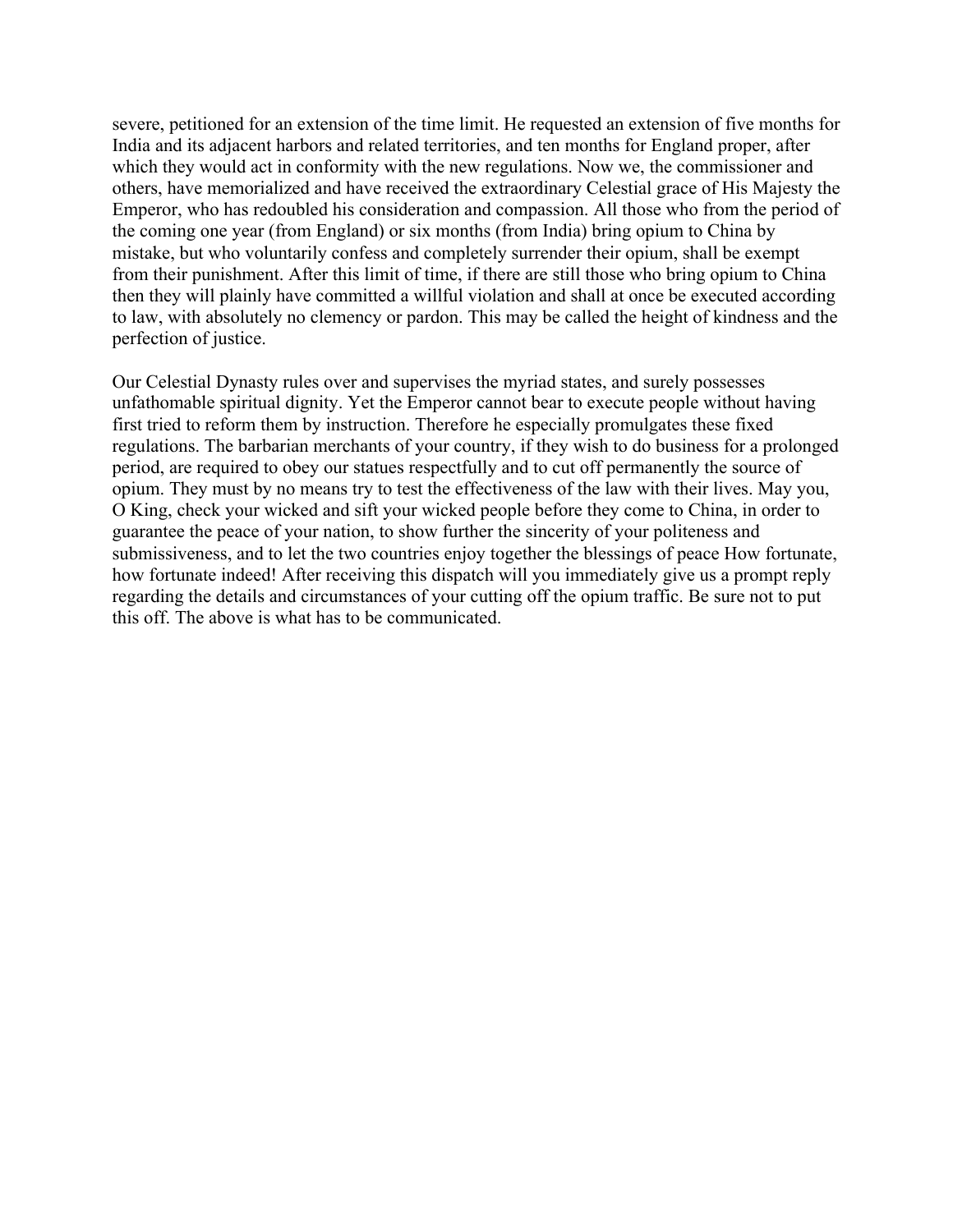severe, petitioned for an extension of the time limit. He requested an extension of five months for India and its adjacent harbors and related territories, and ten months for England proper, after which they would act in conformity with the new regulations. Now we, the commissioner and others, have memorialized and have received the extraordinary Celestial grace of His Majesty the Emperor, who has redoubled his consideration and compassion. All those who from the period of the coming one year (from England) or six months (from India) bring opium to China by mistake, but who voluntarily confess and completely surrender their opium, shall be exempt from their punishment. After this limit of time, if there are still those who bring opium to China then they will plainly have committed a willful violation and shall at once be executed according to law, with absolutely no clemency or pardon. This may be called the height of kindness and the perfection of justice.

Our Celestial Dynasty rules over and supervises the myriad states, and surely possesses unfathomable spiritual dignity. Yet the Emperor cannot bear to execute people without having first tried to reform them by instruction. Therefore he especially promulgates these fixed regulations. The barbarian merchants of your country, if they wish to do business for a prolonged period, are required to obey our statues respectfully and to cut off permanently the source of opium. They must by no means try to test the effectiveness of the law with their lives. May you, O King, check your wicked and sift your wicked people before they come to China, in order to guarantee the peace of your nation, to show further the sincerity of your politeness and submissiveness, and to let the two countries enjoy together the blessings of peace How fortunate, how fortunate indeed! After receiving this dispatch will you immediately give us a prompt reply regarding the details and circumstances of your cutting off the opium traffic. Be sure not to put this off. The above is what has to be communicated.